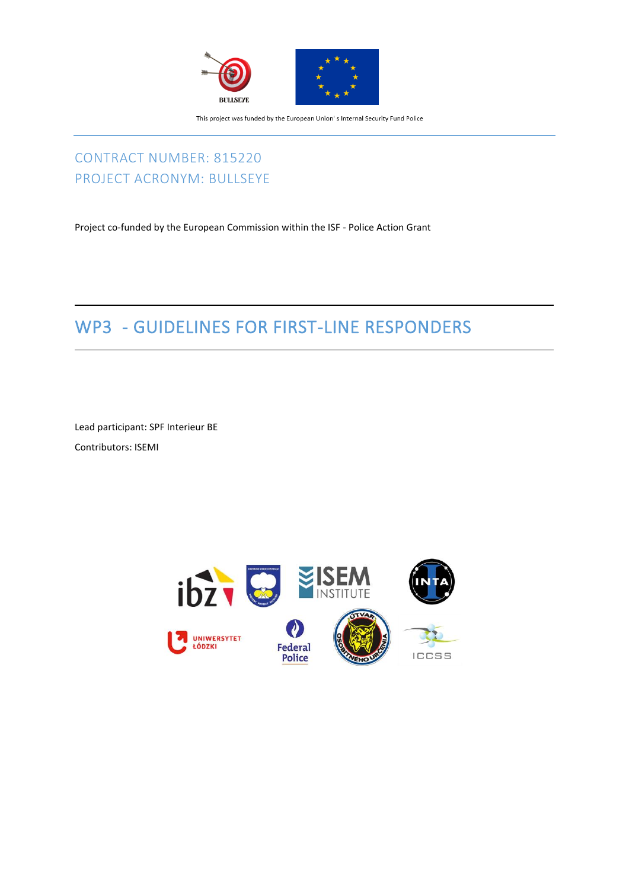This project was funded by the European Union' s Internal Security Fund Police

CONTRACT NUMBER: 815220
PROJECT ACRONYM: BULLSEYE

Project co-funded by the European Commission within the ISF - Police Action Grant

# WP3 - GUIDELINES FOR FIRST-LINE RESPONDERS

Lead participant: SPF Interieur BE

Contributors: ISEMI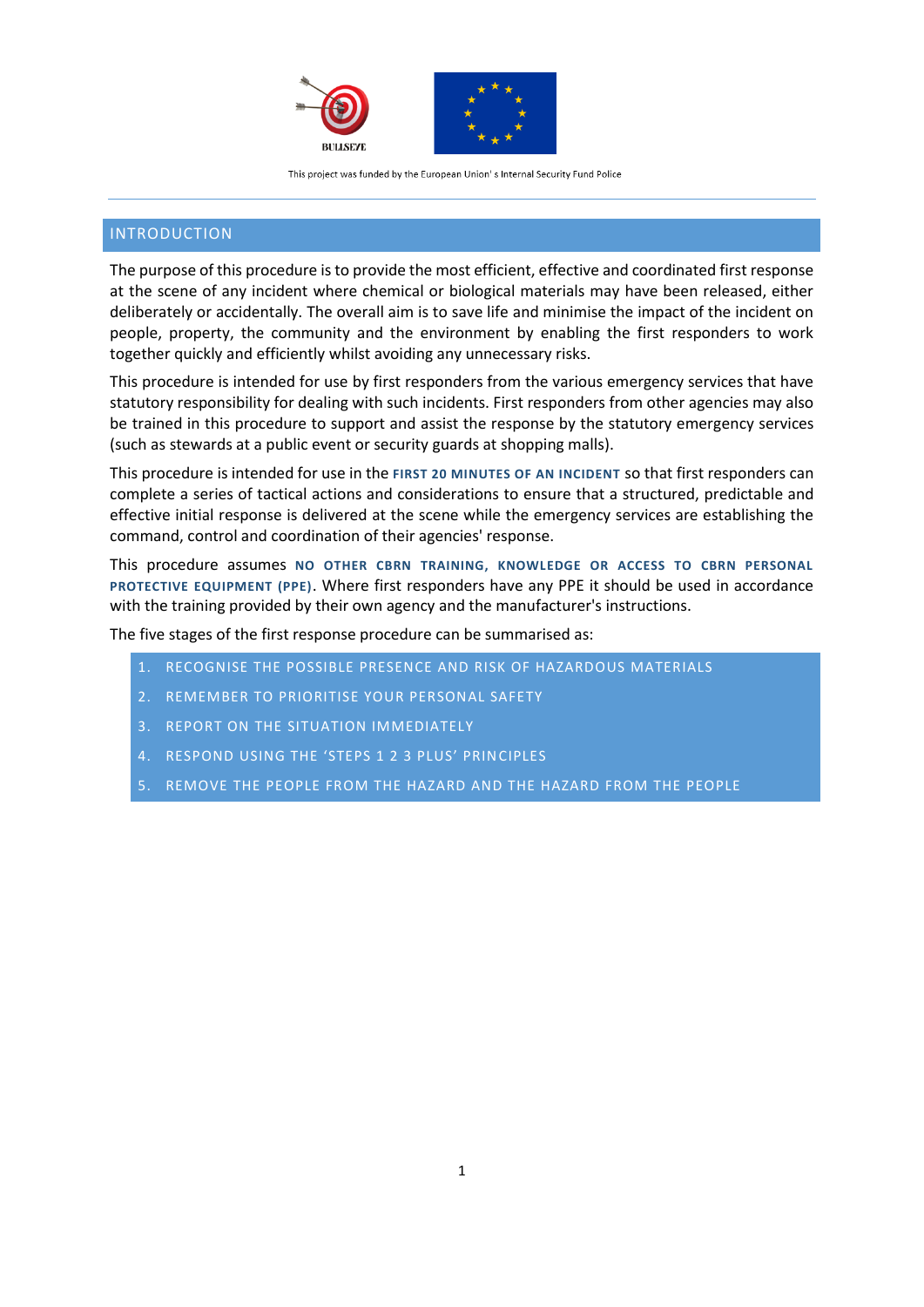This project was funded by the European Union's Internal Security Fund Police

## INTRODUCTION

The purpose of this procedure is to provide the most efficient, effective and coordinated first response at the scene of any incident where chemical or biological materials may have been released, either deliberately or accidentally. The overall aim is to save life and minimise the impact of the incident on people, property, the community and the environment by enabling the first responders to work together quickly and efficiently whilst avoiding any unnecessary risks.

This procedure is intended for use by first responders from the various emergency services that have statutory responsibility for dealing with such incidents. First responders from other agencies may also be trained in this procedure to support and assist the response by the statutory emergency services (such as stewards at a public event or security guards at shopping malls).

This procedure is intended for use in the **FIRST 20 MINUTES OF AN INCIDENT** so that first responders can complete a series of tactical actions and considerations to ensure that a structured, predictable and effective initial response is delivered at the scene while the emergency services are establishing the command, control and coordination of their agencies' response.

This procedure assumes **NO OTHER CBRN TRAINING, KNOWLEDGE OR ACCESS TO CBRN PERSONAL PROTECTIVE EQUIPMENT (PPE)**. Where first responders have any PPE it should be used in accordance with the training provided by their own agency and the manufacturer's instructions.

The five stages of the first response procedure can be summarised as:

1. RECOGNISE THE POSSIBLE PRESENCE AND RISK OF HAZARDOUS MATERIALS
2. REMEMBER TO PRIORITISE YOUR PERSONAL SAFETY
3. REPORT ON THE SITUATION IMMEDIATELY
4. RESPOND USING THE 'STEPS 1 2 3 PLUS' PRINCIPLES
5. REMOVE THE PEOPLE FROM THE HAZARD AND THE HAZARD FROM THE PEOPLE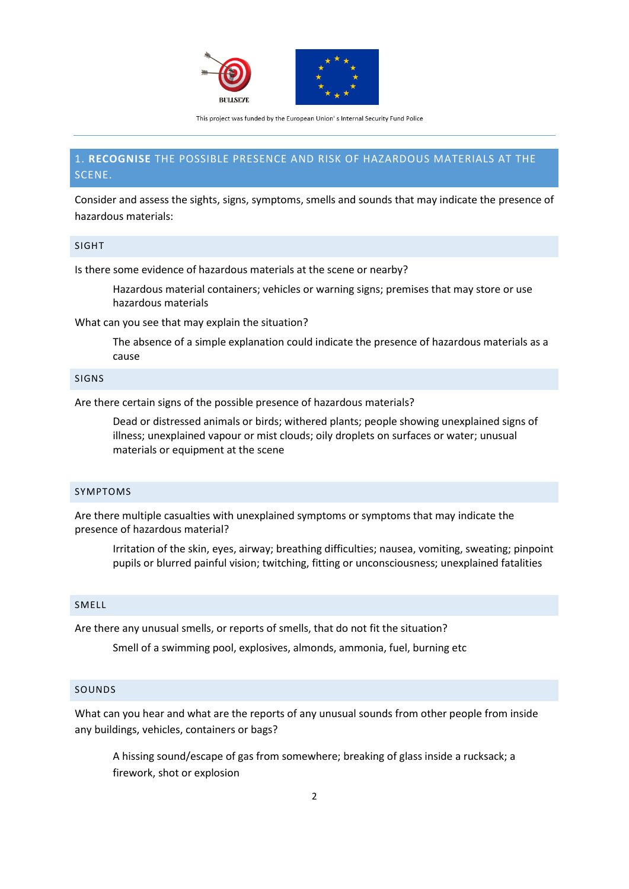## 1. **RECOGNISE** THE POSSIBLE PRESENCE AND RISK OF HAZARDOUS MATERIALS AT THE SCENE.

Consider and assess the sights, signs, symptoms, smells and sounds that may indicate the presence of hazardous materials:

### SIGHT

Is there some evidence of hazardous materials at the scene or nearby?

> Hazardous material containers; vehicles or warning signs; premises that may store or use hazardous materials

What can you see that may explain the situation?

> The absence of a simple explanation could indicate the presence of hazardous materials as a cause

### SIGNS

Are there certain signs of the possible presence of hazardous materials?

> Dead or distressed animals or birds; withered plants; people showing unexplained signs of illness; unexplained vapour or mist clouds; oily droplets on surfaces or water; unusual materials or equipment at the scene

### SYMPTOMS

Are there multiple casualties with unexplained symptoms or symptoms that may indicate the presence of hazardous material?

> Irritation of the skin, eyes, airway; breathing difficulties; nausea, vomiting, sweating; pinpoint pupils or blurred painful vision; twitching, fitting or unconsciousness; unexplained fatalities

### SMELL

Are there any unusual smells, or reports of smells, that do not fit the situation?

> Smell of a swimming pool, explosives, almonds, ammonia, fuel, burning etc

### SOUNDS

What can you hear and what are the reports of any unusual sounds from other people from inside any buildings, vehicles, containers or bags?

> A hissing sound/escape of gas from somewhere; breaking of glass inside a rucksack; a firework, shot or explosion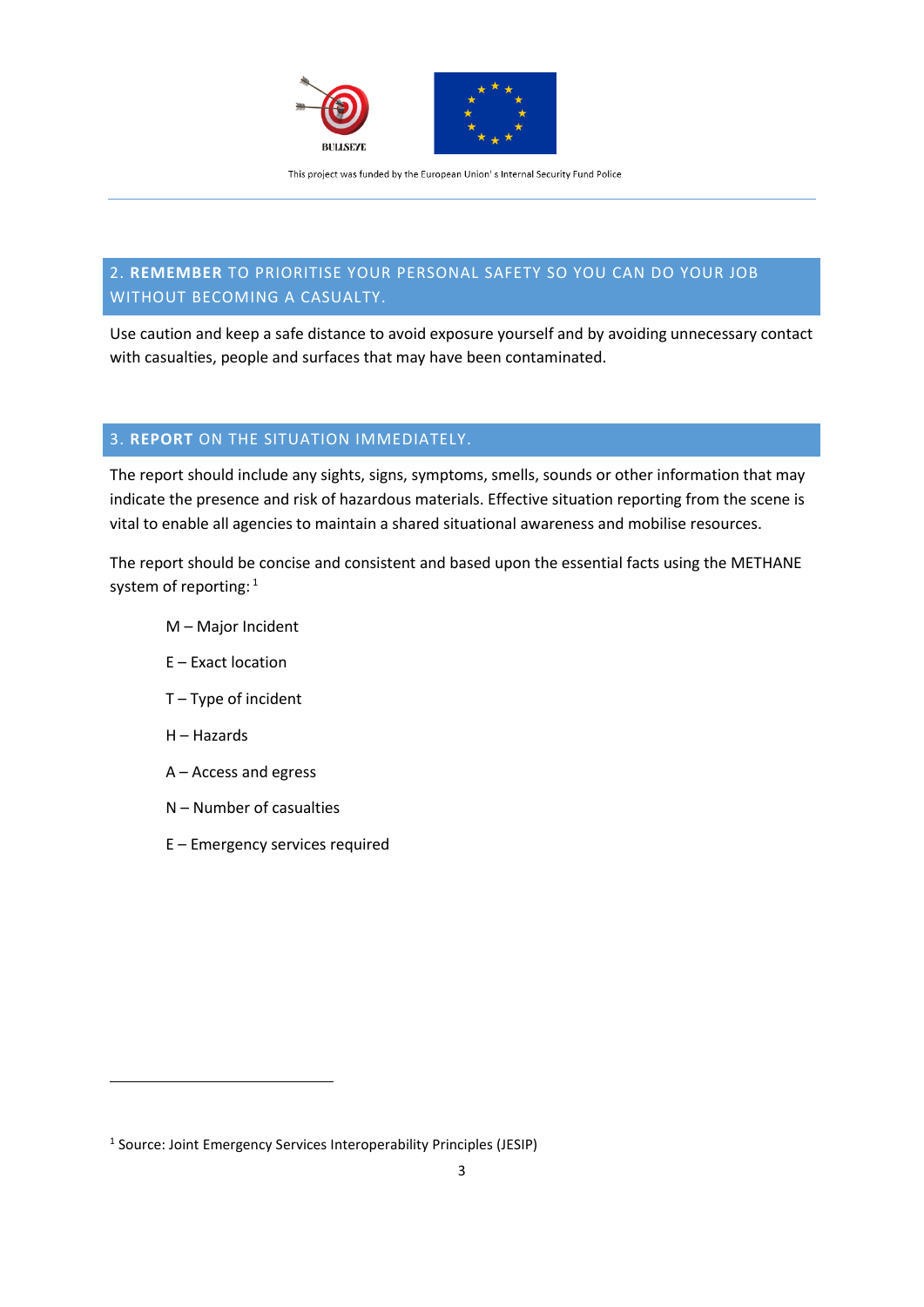## 2. **REMEMBER** TO PRIORITISE YOUR PERSONAL SAFETY SO YOU CAN DO YOUR JOB WITHOUT BECOMING A CASUALTY.

Use caution and keep a safe distance to avoid exposure yourself and by avoiding unnecessary contact with casualties, people and surfaces that may have been contaminated.

## 3. **REPORT** ON THE SITUATION IMMEDIATELY.

The report should include any sights, signs, symptoms, smells, sounds or other information that may indicate the presence and risk of hazardous materials. Effective situation reporting from the scene is vital to enable all agencies to maintain a shared situational awareness and mobilise resources.

The report should be concise and consistent and based upon the essential facts using the METHANE system of reporting: [1]

- M – Major Incident
- E – Exact location
- T – Type of incident
- H – Hazards
- A – Access and egress
- N – Number of casualties
- E – Emergency services required

[1] Source: Joint Emergency Services Interoperability Principles (JESIP)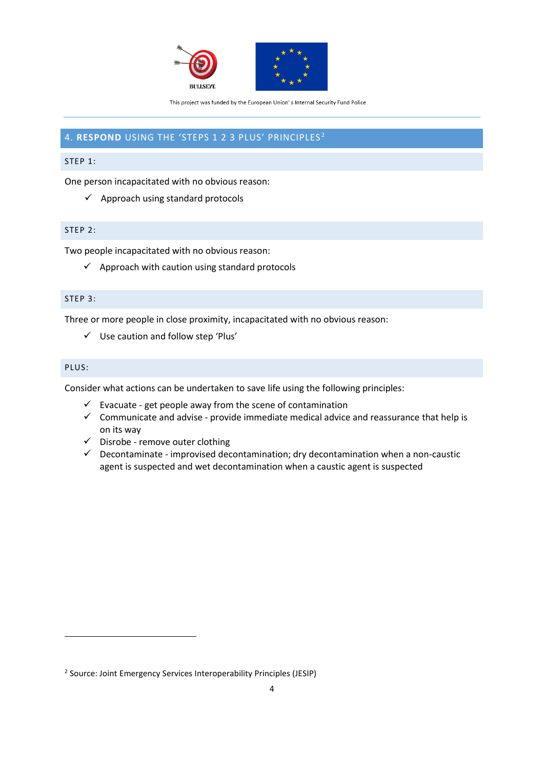## 4. **RESPOND** USING THE ‘STEPS 1 2 3 PLUS’ PRINCIPLES[2]

### STEP 1:

One person incapacitated with no obvious reason:

- ✓ Approach using standard protocols

### STEP 2:

Two people incapacitated with no obvious reason:

- ✓ Approach with caution using standard protocols

### STEP 3:

Three or more people in close proximity, incapacitated with no obvious reason:

- ✓ Use caution and follow step ‘Plus’

### PLUS:

Consider what actions can be undertaken to save life using the following principles:

- ✓ Evacuate - get people away from the scene of contamination
- ✓ Communicate and advise - provide immediate medical advice and reassurance that help is on its way
- ✓ Disrobe - remove outer clothing
- ✓ Decontaminate - improvised decontamination; dry decontamination when a non-caustic agent is suspected and wet decontamination when a caustic agent is suspected

---

[2] Source: Joint Emergency Services Interoperability Principles (JESIP)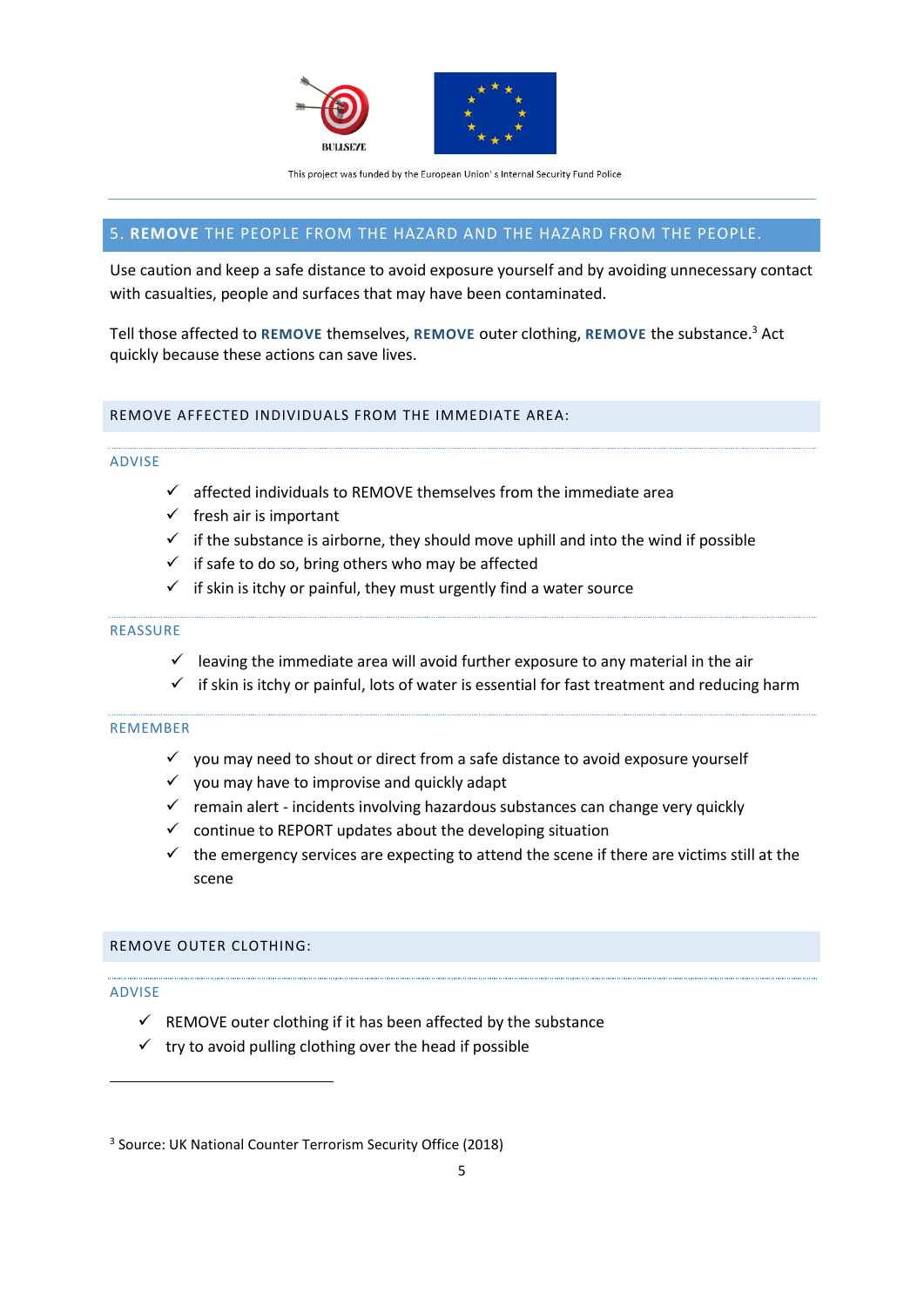## 5. **REMOVE** THE PEOPLE FROM THE HAZARD AND THE HAZARD FROM THE PEOPLE.

Use caution and keep a safe distance to avoid exposure yourself and by avoiding unnecessary contact with casualties, people and surfaces that may have been contaminated.

Tell those affected to **REMOVE** themselves, **REMOVE** outer clothing, **REMOVE** the substance.[3] Act quickly because these actions can save lives.

### REMOVE AFFECTED INDIVIDUALS FROM THE IMMEDIATE AREA:

#### ADVISE

- ✓ affected individuals to REMOVE themselves from the immediate area
- ✓ fresh air is important
- ✓ if the substance is airborne, they should move uphill and into the wind if possible
- ✓ if safe to do so, bring others who may be affected
- ✓ if skin is itchy or painful, they must urgently find a water source

#### REASSURE

- ✓ leaving the immediate area will avoid further exposure to any material in the air
- ✓ if skin is itchy or painful, lots of water is essential for fast treatment and reducing harm

#### REMEMBER

- ✓ you may need to shout or direct from a safe distance to avoid exposure yourself
- ✓ you may have to improvise and quickly adapt
- ✓ remain alert - incidents involving hazardous substances can change very quickly
- ✓ continue to REPORT updates about the developing situation
- ✓ the emergency services are expecting to attend the scene if there are victims still at the scene

### REMOVE OUTER CLOTHING:

#### ADVISE

- ✓ REMOVE outer clothing if it has been affected by the substance
- ✓ try to avoid pulling clothing over the head if possible

---

[3] Source: UK National Counter Terrorism Security Office (2018)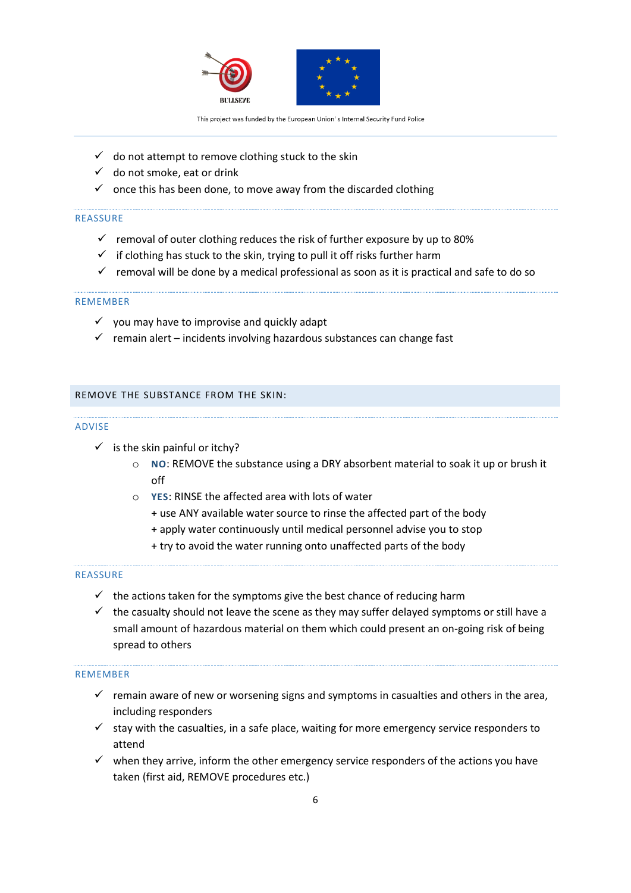- ✓ do not attempt to remove clothing stuck to the skin
- ✓ do not smoke, eat or drink
- ✓ once this has been done, to move away from the discarded clothing

### REASSURE

- ✓ removal of outer clothing reduces the risk of further exposure by up to 80%
- ✓ if clothing has stuck to the skin, trying to pull it off risks further harm
- ✓ removal will be done by a medical professional as soon as it is practical and safe to do so

### REMEMBER

- ✓ you may have to improvise and quickly adapt
- ✓ remain alert – incidents involving hazardous substances can change fast

## REMOVE THE SUBSTANCE FROM THE SKIN:

### ADVISE

- ✓ is the skin painful or itchy?
  - **NO**: REMOVE the substance using a DRY absorbent material to soak it up or brush it off
  - **YES**: RINSE the affected area with lots of water
    
    + use ANY available water source to rinse the affected part of the body
    
    + apply water continuously until medical personnel advise you to stop
    
    + try to avoid the water running onto unaffected parts of the body

### REASSURE

- ✓ the actions taken for the symptoms give the best chance of reducing harm
- ✓ the casualty should not leave the scene as they may suffer delayed symptoms or still have a small amount of hazardous material on them which could present an on-going risk of being spread to others

### REMEMBER

- ✓ remain aware of new or worsening signs and symptoms in casualties and others in the area, including responders
- ✓ stay with the casualties, in a safe place, waiting for more emergency service responders to attend
- ✓ when they arrive, inform the other emergency service responders of the actions you have taken (first aid, REMOVE procedures etc.)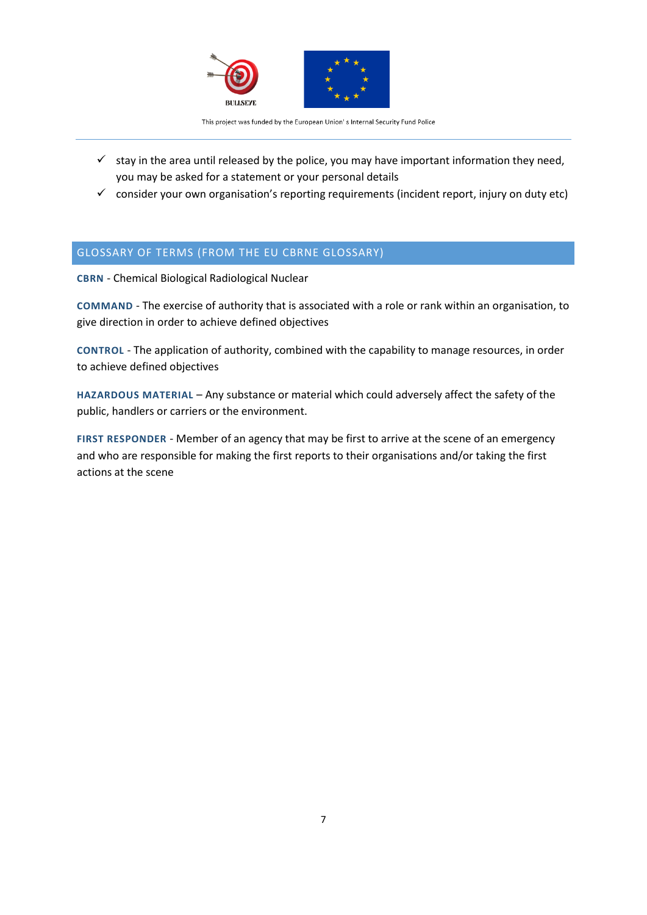- ✓ stay in the area until released by the police, you may have important information they need, you may be asked for a statement or your personal details
- ✓ consider your own organisation's reporting requirements (incident report, injury on duty etc)

## GLOSSARY OF TERMS (FROM THE EU CBRNE GLOSSARY)

**CBRN** - Chemical Biological Radiological Nuclear

**COMMAND** - The exercise of authority that is associated with a role or rank within an organisation, to give direction in order to achieve defined objectives

**CONTROL** - The application of authority, combined with the capability to manage resources, in order to achieve defined objectives

**HAZARDOUS MATERIAL** – Any substance or material which could adversely affect the safety of the public, handlers or carriers or the environment.

**FIRST RESPONDER** - Member of an agency that may be first to arrive at the scene of an emergency and who are responsible for making the first reports to their organisations and/or taking the first actions at the scene